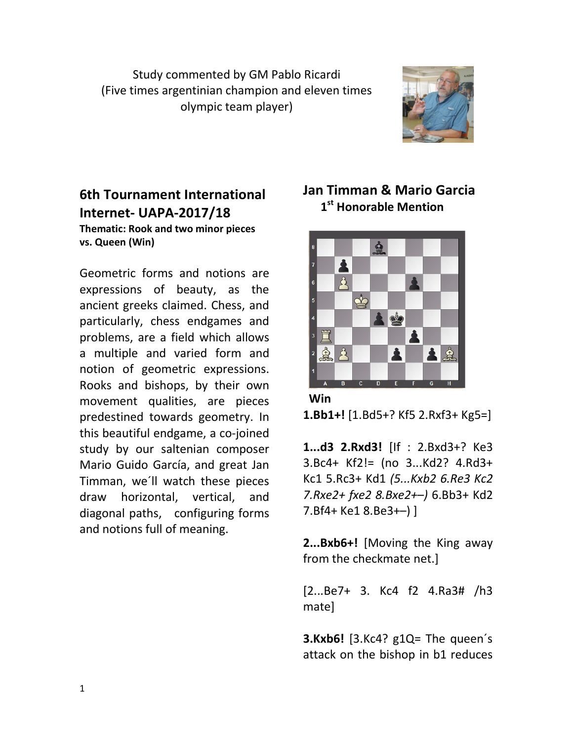Study commented by GM Pablo Ricardi
(Five times argentinian champion and eleven times olympic team player)

## 6th Tournament International Internet- UAPA-2017/18

**Thematic: Rook and two minor pieces vs. Queen (Win)**

Geometric forms and notions are expressions of beauty, as the ancient greeks claimed. Chess, and particularly, chess endgames and problems, are a field which allows a multiple and varied form and notion of geometric expressions. Rooks and bishops, by their own movement qualities, are pieces predestined towards geometry. In this beautiful endgame, a co-joined study by our saltenian composer Mario Guido García, and great Jan Timman, we´ll watch these pieces draw horizontal, vertical, and diagonal paths, configuring forms and notions full of meaning.

## Jan Timman & Mario Garcia

**1st Honorable Mention**

**Win**

**1.Bb1+!** [1.Bd5+? Kf5 2.Rxf3+ Kg5=]

**1...d3 2.Rxd3!** [If : 2.Bxd3+? Ke3 3.Bc4+ Kf2!= (no 3...Kd2? 4.Rd3+ Kc1 5.Rc3+ Kd1 *(5...Kxb2 6.Re3 Kc2 7.Rxe2+ fxe2 8.Bxe2+–)* 6.Bb3+ Kd2 7.Bf4+ Ke1 8.Be3+–) ]

**2...Bxb6+!** [Moving the King away from the checkmate net.]

[2...Be7+ 3. Kc4 f2 4.Ra3# /h3 mate]

**3.Kxb6!** [3.Kc4? g1Q= The queen´s attack on the bishop in b1 reduces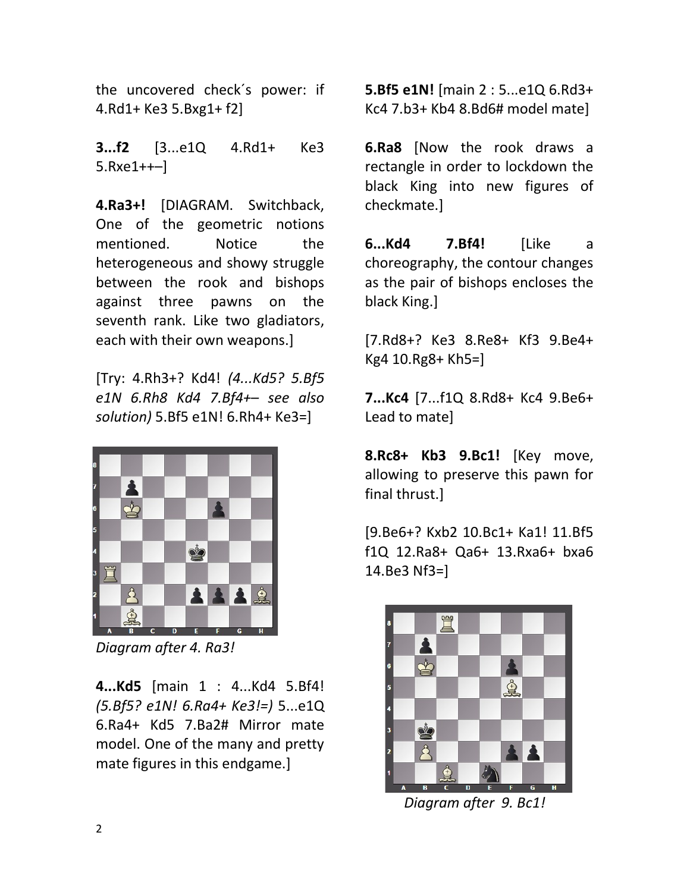the uncovered check´s power: if 4.Rd1+ Ke3 5.Bxg1+ f2]

**3...f2** [3...e1Q 4.Rd1+ Ke3 5.Rxe1++–]

**4.Ra3+!** [DIAGRAM. Switchback, One of the geometric notions mentioned. Notice the heterogeneous and showy struggle between the rook and bishops against three pawns on the seventh rank. Like two gladiators, each with their own weapons.]

[Try: 4.Rh3+? Kd4! *(4...Kd5? 5.Bf5 e1N 6.Rh8 Kd4 7.Bf4+– see also solution)* 5.Bf5 e1N! 6.Rh4+ Ke3=]

*Diagram after 4. Ra3!*

**4...Kd5** [main 1 : 4...Kd4 5.Bf4! *(5.Bf5? e1N! 6.Ra4+ Ke3!=)* 5...e1Q 6.Ra4+ Kd5 7.Ba2# Mirror mate model. One of the many and pretty mate figures in this endgame.]

**5.Bf5 e1N!** [main 2 : 5...e1Q 6.Rd3+ Kc4 7.b3+ Kb4 8.Bd6# model mate]

**6.Ra8** [Now the rook draws a rectangle in order to lockdown the black King into new figures of checkmate.]

**6...Kd4 7.Bf4!** [Like a choreography, the contour changes as the pair of bishops encloses the black King.]

[7.Rd8+? Ke3 8.Re8+ Kf3 9.Be4+ Kg4 10.Rg8+ Kh5=]

**7...Kc4** [7...f1Q 8.Rd8+ Kc4 9.Be6+ Lead to mate]

**8.Rc8+ Kb3 9.Bc1!** [Key move, allowing to preserve this pawn for final thrust.]

[9.Be6+? Kxb2 10.Bc1+ Ka1! 11.Bf5 f1Q 12.Ra8+ Qa6+ 13.Rxa6+ bxa6 14.Be3 Nf3=]

*Diagram after 9. Bc1!*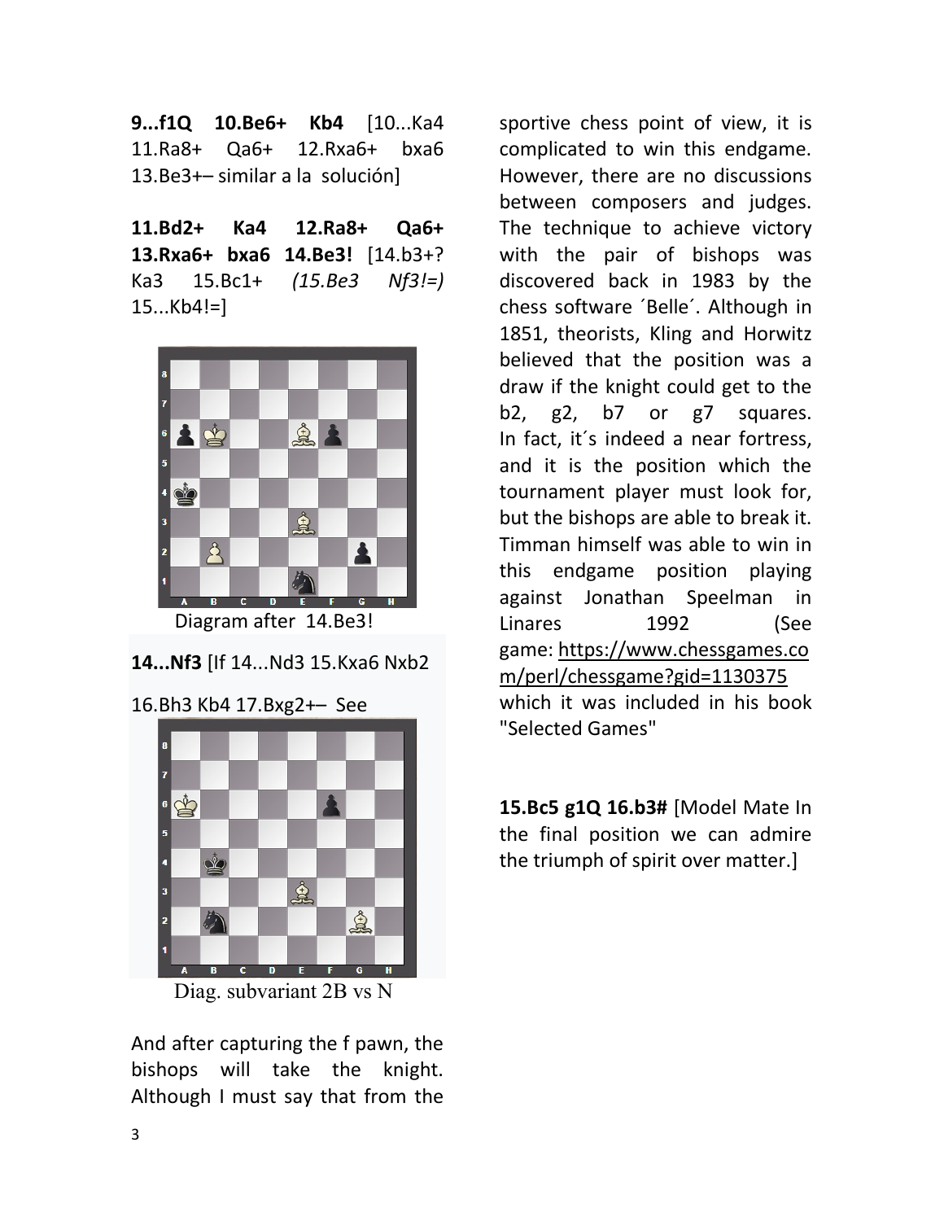**9...f1Q 10.Be6+ Kb4** [10...Ka4 11.Ra8+ Qa6+ 12.Rxa6+ bxa6 13.Be3+– similar a la solución]

**11.Bd2+ Ka4 12.Ra8+ Qa6+ 13.Rxa6+ bxa6 14.Be3!** [14.b3+? Ka3 15.Bc1+ *(15.Be3 Nf3!=)* 15...Kb4!=]

Diagram after 14.Be3!

**14...Nf3** [If 14...Nd3 15.Kxa6 Nxb2 16.Bh3 Kb4 17.Bxg2+– See

Diag. subvariant 2B vs N

And after capturing the f pawn, the bishops will take the knight. Although I must say that from the sportive chess point of view, it is complicated to win this endgame. However, there are no discussions between composers and judges. The technique to achieve victory with the pair of bishops was discovered back in 1983 by the chess software ´Belle´. Although in 1851, theorists, Kling and Horwitz believed that the position was a draw if the knight could get to the b2, g2, b7 or g7 squares. In fact, it´s indeed a near fortress, and it is the position which the tournament player must look for, but the bishops are able to break it. Timman himself was able to win in this endgame position playing against Jonathan Speelman in Linares 1992 (See game: https://www.chessgames.com/perl/chessgame?gid=1130375 which it was included in his book "Selected Games"

**15.Bc5 g1Q 16.b3#** [Model Mate In the final position we can admire the triumph of spirit over matter.]